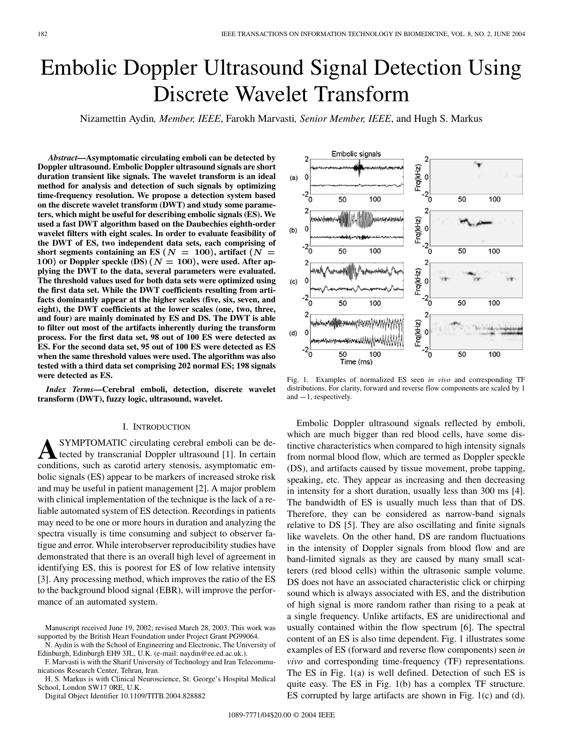# Embolic Doppler Ultrasound Signal Detection Using Discrete Wavelet Transform

Nizamettin Aydin, *Member, IEEE*, Farokh Marvasti, *Senior Member, IEEE*, and Hugh S. Markus

***Abstract*—Asymptomatic circulating emboli can be detected by Doppler ultrasound. Embolic Doppler ultrasound signals are short duration transient like signals. The wavelet transform is an ideal method for analysis and detection of such signals by optimizing time-frequency resolution. We propose a detection system based on the discrete wavelet transform (DWT) and study some parameters, which might be useful for describing embolic signals (ES). We used a fast DWT algorithm based on the Daubechies eighth-order wavelet filters with eight scales. In order to evaluate feasibility of the DWT of ES, two independent data sets, each comprising of short segments containing an ES ($N = 100$), artifact ($N = 100$) or Doppler speckle (DS) ($N = 100$), were used. After applying the DWT to the data, several parameters were evaluated. The threshold values used for both data sets were optimized using the first data set. While the DWT coefficients resulting from artifacts dominantly appear at the higher scales (five, six, seven, and eight), the DWT coefficients at the lower scales (one, two, three, and four) are mainly dominated by ES and DS. The DWT is able to filter out most of the artifacts inherently during the transform process. For the first data set, 98 out of 100 ES were detected as ES. For the second data set, 95 out of 100 ES were detected as ES when the same threshold values were used. The algorithm was also tested with a third data set comprising 202 normal ES; 198 signals were detected as ES.**

***Index Terms*—Cerebral emboli, detection, discrete wavelet transform (DWT), fuzzy logic, ultrasound, wavelet.**

## I. Introduction

Asymptomatic circulating cerebral emboli can be detected by transcranial Doppler ultrasound [1]. In certain conditions, such as carotid artery stenosis, asymptomatic embolic signals (ES) appear to be markers of increased stroke risk and may be useful in patient management [2]. A major problem with clinical implementation of the technique is the lack of a reliable automated system of ES detection. Recordings in patients may need to be one or more hours in duration and analyzing the spectra visually is time consuming and subject to observer fatigue and error. While interobserver reproducibility studies have demonstrated that there is an overall high level of agreement in identifying ES, this is poorest for ES of low relative intensity [3]. Any processing method, which improves the ratio of the ES to the background blood signal (EBR), will improve the performance of an automated system.

Manuscript received June 19, 2002; revised March 28, 2003. This work was supported by the British Heart Foundation under Project Grant PG99064.

N. Aydin is with the School of Engineering and Electronic, The University of Edinburgh, Edinburgh EH9 3JL, U.K. (e-mail: naydin@ee.ed.ac.uk.).

F. Marvasti is with the Sharif University of Technology and Iran Telecommunications Research Center, Tehran, Iran.

H. S. Markus is with Clinical Neuroscience, St. George's Hospital Medical School, London SW17 0RE, U.K.

Digital Object Identifier 10.1109/TITB.2004.828882

Fig. 1. Examples of normalized ES seen *in vivo* and corresponding TF distributions. For clarity, forward and reverse flow components are scaled by 1 and −1, respectively.

Embolic Doppler ultrasound signals reflected by emboli, which are much bigger than red blood cells, have some distinctive characteristics when compared to high intensity signals from normal blood flow, which are termed as Doppler speckle (DS), and artifacts caused by tissue movement, probe tapping, speaking, etc. They appear as increasing and then decreasing in intensity for a short duration, usually less than 300 ms [4]. The bandwidth of ES is usually much less than that of DS. Therefore, they can be considered as narrow-band signals relative to DS [5]. They are also oscillating and finite signals like wavelets. On the other hand, DS are random fluctuations in the intensity of Doppler signals from blood flow and are band-limited signals as they are caused by many small scatterers (red blood cells) within the ultrasonic sample volume. DS does not have an associated characteristic click or chirping sound which is always associated with ES, and the distribution of high signal is more random rather than rising to a peak at a single frequency. Unlike artifacts, ES are unidirectional and usually contained within the flow spectrum [6]. The spectral content of an ES is also time dependent. Fig. 1 illustrates some examples of ES (forward and reverse flow components) seen *in vivo* and corresponding time-frequency (TF) representations. The ES in Fig. 1(a) is well defined. Detection of such ES is quite easy. The ES in Fig. 1(b) has a complex TF structure. ES corrupted by large artifacts are shown in Fig. 1(c) and (d).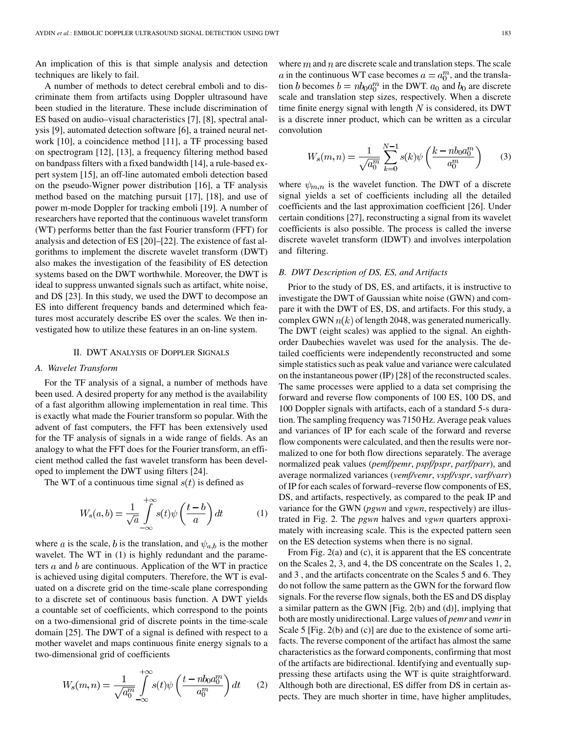An implication of this is that simple analysis and detection techniques are likely to fail.

A number of methods to detect cerebral emboli and to discriminate them from artifacts using Doppler ultrasound have been studied in the literature. These include discrimination of ES based on audio–visual characteristics [7], [8], spectral analysis [9], automated detection software [6], a trained neural network [10], a coincidence method [11], a TF processing based on spectrogram [12], [13], a frequency filtering method based on bandpass filters with a fixed bandwidth [14], a rule-based expert system [15], an off-line automated emboli detection based on the pseudo-Wigner power distribution [16], a TF analysis method based on the matching pursuit [17], [18], and use of power m-mode Doppler for tracking emboli [19]. A number of researchers have reported that the continuous wavelet transform (WT) performs better than the fast Fourier transform (FFT) for analysis and detection of ES [20]–[22]. The existence of fast algorithms to implement the discrete wavelet transform (DWT) also makes the investigation of the feasibility of ES detection systems based on the DWT worthwhile. Moreover, the DWT is ideal to suppress unwanted signals such as artifact, white noise, and DS [23]. In this study, we used the DWT to decompose an ES into different frequency bands and determined which features most accurately describe ES over the scales. We then investigated how to utilize these features in an on-line system.

## II. DWT Analysis of Doppler Signals

### A. Wavelet Transform

For the TF analysis of a signal, a number of methods have been used. A desired property for any method is the availability of a fast algorithm allowing implementation in real time. This is exactly what made the Fourier transform so popular. With the advent of fast computers, the FFT has been extensively used for the TF analysis of signals in a wide range of fields. As an analogy to what the FFT does for the Fourier transform, an efficient method called the fast wavelet transform has been developed to implement the DWT using filters [24].

The WT of a continuous time signal $s(t)$ is defined as

$$W_s(a,b) = \frac{1}{\sqrt{a}} \int_{-\infty}^{+\infty} s(t)\psi\left(\frac{t-b}{a}\right)dt \tag{1}$$

where $a$ is the scale, $b$ is the translation, and $\psi_{a,b}$ is the mother wavelet. The WT in (1) is highly redundant and the parameters $a$ and $b$ are continuous. Application of the WT in practice is achieved using digital computers. Therefore, the WT is evaluated on a discrete grid on the time-scale plane corresponding to a discrete set of continuous basis function. A DWT yields a countable set of coefficients, which correspond to the points on a two-dimensional grid of discrete points in the time-scale domain [25]. The DWT of a signal is defined with respect to a mother wavelet and maps continuous finite energy signals to a two-dimensional grid of coefficients

$$W_s(m,n) = \frac{1}{\sqrt{a_0^m}} \int_{-\infty}^{+\infty} s(t)\psi\left(\frac{t-nb_0a_0^m}{a_0^m}\right)dt \tag{2}$$

where $m$ and $n$ are discrete scale and translation steps. The scale $a$ in the continuous WT case becomes $a = a_0^m$, and the translation $b$ becomes $b = nb_0a_0^m$ in the DWT. $a_0$ and $b_0$ are discrete scale and translation step sizes, respectively. When a discrete time finite energy signal with length $N$ is considered, its DWT is a discrete inner product, which can be written as a circular convolution

$$W_s(m,n) = \frac{1}{\sqrt{a_0^m}} \sum_{k=0}^{N-1} s(k)\psi\left(\frac{k-nb_0a_0^m}{a_0^m}\right) \tag{3}$$

where $\psi_{m,n}$ is the wavelet function. The DWT of a discrete signal yields a set of coefficients including all the detailed coefficients and the last approximation coefficient [26]. Under certain conditions [27], reconstructing a signal from its wavelet coefficients is also possible. The process is called the inverse discrete wavelet transform (IDWT) and involves interpolation and filtering.

### B. DWT Description of DS, ES, and Artifacts

Prior to the study of DS, ES, and artifacts, it is instructive to investigate the DWT of Gaussian white noise (GWN) and compare it with the DWT of ES, DS, and artifacts. For this study, a complex GWN $n(k)$ of length 2048, was generated numerically. The DWT (eight scales) was applied to the signal. An eighth-order Daubechies wavelet was used for the analysis. The detailed coefficients were independently reconstructed and some simple statistics such as peak value and variance were calculated on the instantaneous power (IP) [28] of the reconstructed scales. The same processes were applied to a data set comprising the forward and reverse flow components of 100 ES, 100 DS, and 100 Doppler signals with artifacts, each of a standard 5-s duration. The sampling frequency was 7150 Hz. Average peak values and variances of IP for each scale of the forward and reverse flow components were calculated, and then the results were normalized to one for both flow directions separately. The average normalized peak values (*pemf/pemr*, *pspf/pspr*, *parf/parr*), and average normalized variances (*vemf/vemr*, *vspf/vspr*, *varf/varr*) of IP for each scales of forward–reverse flow components of ES, DS, and artifacts, respectively, as compared to the peak IP and variance for the GWN (*pgwn* and *vgwn*, respectively) are illustrated in Fig. 2. The *pgwn* halves and *vgwn* quarters approximately with increasing scale. This is the expected pattern seen on the ES detection systems when there is no signal.

From Fig. 2(a) and (c), it is apparent that the ES concentrate on the Scales 2, 3, and 4, the DS concentrate on the Scales 1, 2, and 3 , and the artifacts concentrate on the Scales 5 and 6. They do not follow the same pattern as the GWN for the forward flow signals. For the reverse flow signals, both the ES and DS display a similar pattern as the GWN [Fig. 2(b) and (d)], implying that both are mostly unidirectional. Large values of *pemr* and *vemr* in Scale 5 [Fig. 2(b) and (c)] are due to the existence of some artifacts. The reverse component of the artifact has almost the same characteristics as the forward components, confirming that most of the artifacts are bidirectional. Identifying and eventually suppressing these artifacts using the WT is quite straightforward. Although both are directional, ES differ from DS in certain aspects. They are much shorter in time, have higher amplitudes,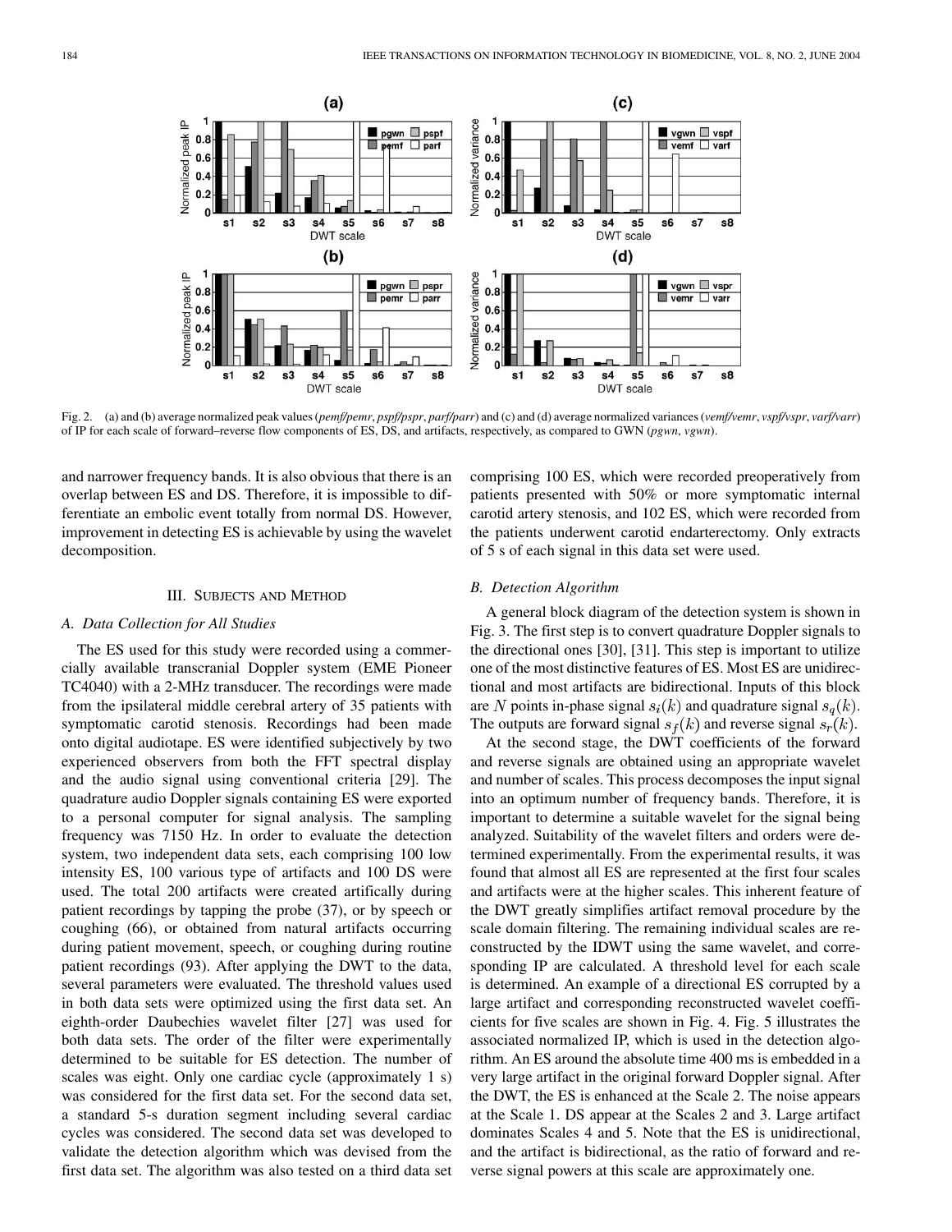Fig. 2. (a) and (b) average normalized peak values (*pemf/pemr*, *pspf/pspr*, *parf/parr*) and (c) and (d) average normalized variances (*vemf/vemr*, *vspf/vspr*, *varf/varr*) of IP for each scale of forward–reverse flow components of ES, DS, and artifacts, respectively, as compared to GWN (*pgwn*, *vgwn*).

and narrower frequency bands. It is also obvious that there is an overlap between ES and DS. Therefore, it is impossible to differentiate an embolic event totally from normal DS. However, improvement in detecting ES is achievable by using the wavelet decomposition.

## III. Subjects and Method

### A. Data Collection for All Studies

The ES used for this study were recorded using a commercially available transcranial Doppler system (EME Pioneer TC4040) with a 2-MHz transducer. The recordings were made from the ipsilateral middle cerebral artery of 35 patients with symptomatic carotid stenosis. Recordings had been made onto digital audiotape. ES were identified subjectively by two experienced observers from both the FFT spectral display and the audio signal using conventional criteria [29]. The quadrature audio Doppler signals containing ES were exported to a personal computer for signal analysis. The sampling frequency was 7150 Hz. In order to evaluate the detection system, two independent data sets, each comprising 100 low intensity ES, 100 various type of artifacts and 100 DS were used. The total 200 artifacts were created artifically during patient recordings by tapping the probe (37), or by speech or coughing (66), or obtained from natural artifacts occurring during patient movement, speech, or coughing during routine patient recordings (93). After applying the DWT to the data, several parameters were evaluated. The threshold values used in both data sets were optimized using the first data set. An eighth-order Daubechies wavelet filter [27] was used for both data sets. The order of the filter were experimentally determined to be suitable for ES detection. The number of scales was eight. Only one cardiac cycle (approximately 1 s) was considered for the first data set. For the second data set, a standard 5-s duration segment including several cardiac cycles was considered. The second data set was developed to validate the detection algorithm which was devised from the first data set. The algorithm was also tested on a third data set comprising 100 ES, which were recorded preoperatively from patients presented with 50% or more symptomatic internal carotid artery stenosis, and 102 ES, which were recorded from the patients underwent carotid endarterectomy. Only extracts of 5 s of each signal in this data set were used.

### B. Detection Algorithm

A general block diagram of the detection system is shown in Fig. 3. The first step is to convert quadrature Doppler signals to the directional ones [30], [31]. This step is important to utilize one of the most distinctive features of ES. Most ES are unidirectional and most artifacts are bidirectional. Inputs of this block are $N$ points in-phase signal $s_i(k)$ and quadrature signal $s_q(k)$. The outputs are forward signal $s_f(k)$ and reverse signal $s_r(k)$.

At the second stage, the DWT coefficients of the forward and reverse signals are obtained using an appropriate wavelet and number of scales. This process decomposes the input signal into an optimum number of frequency bands. Therefore, it is important to determine a suitable wavelet for the signal being analyzed. Suitability of the wavelet filters and orders were determined experimentally. From the experimental results, it was found that almost all ES are represented at the first four scales and artifacts were at the higher scales. This inherent feature of the DWT greatly simplifies artifact removal procedure by the scale domain filtering. The remaining individual scales are reconstructed by the IDWT using the same wavelet, and corresponding IP are calculated. A threshold level for each scale is determined. An example of a directional ES corrupted by a large artifact and corresponding reconstructed wavelet coefficients for five scales are shown in Fig. 4. Fig. 5 illustrates the associated normalized IP, which is used in the detection algorithm. An ES around the absolute time 400 ms is embedded in a very large artifact in the original forward Doppler signal. After the DWT, the ES is enhanced at the Scale 2. The noise appears at the Scale 1. DS appear at the Scales 2 and 3. Large artifact dominates Scales 4 and 5. Note that the ES is unidirectional, and the artifact is bidirectional, as the ratio of forward and reverse signal powers at this scale are approximately one.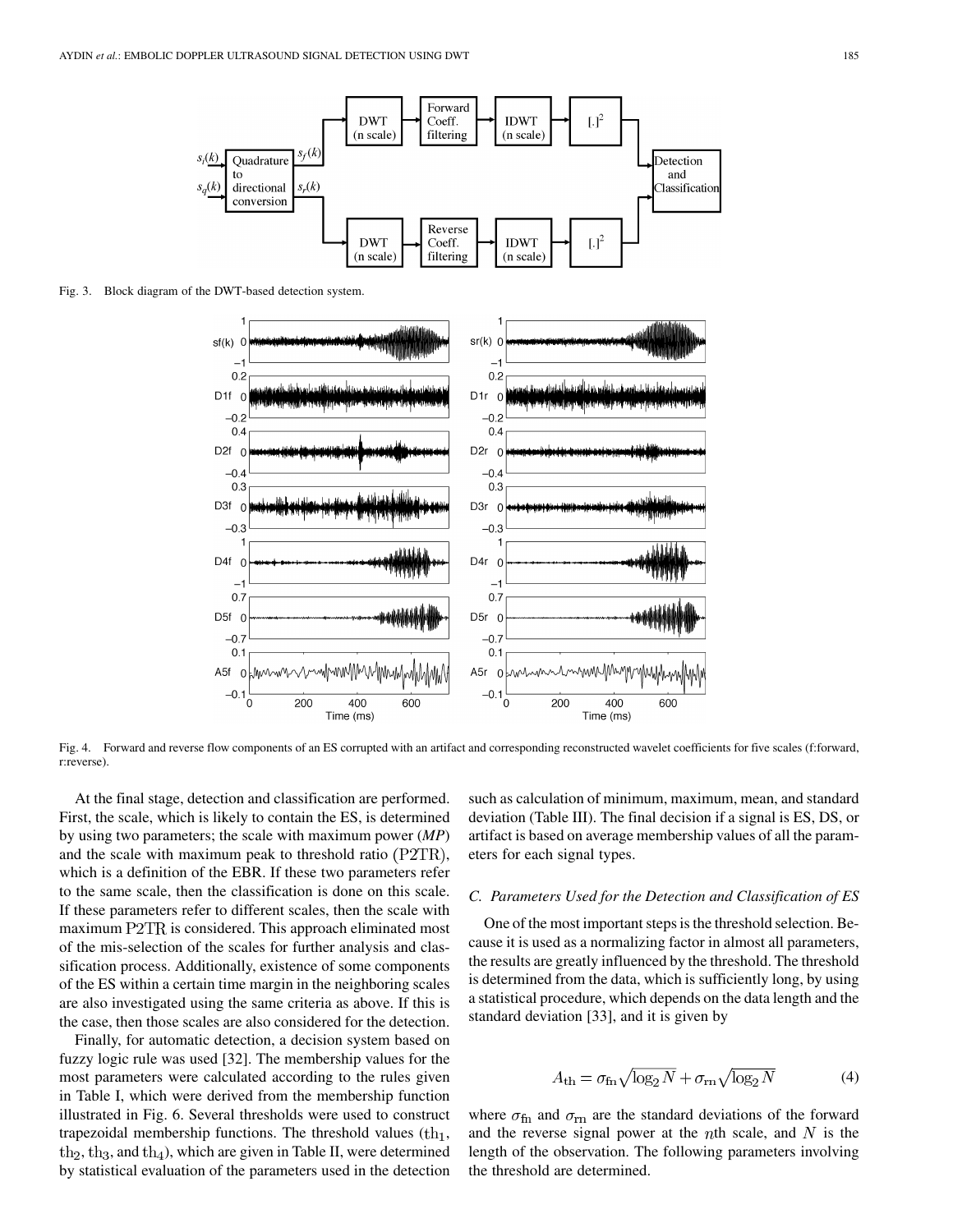Fig. 3. Block diagram of the DWT-based detection system.

Fig. 4. Forward and reverse flow components of an ES corrupted with an artifact and corresponding reconstructed wavelet coefficients for five scales (f:forward, r:reverse).

At the final stage, detection and classification are performed. First, the scale, which is likely to contain the ES, is determined by using two parameters; the scale with maximum power (***MP***) and the scale with maximum peak to threshold ratio $(\mathrm{P2TR})$, which is a definition of the EBR. If these two parameters refer to the same scale, then the classification is done on this scale. If these parameters refer to different scales, then the scale with maximum $\mathrm{P2TR}$ is considered. This approach eliminated most of the mis-selection of the scales for further analysis and classification process. Additionally, existence of some components of the ES within a certain time margin in the neighboring scales are also investigated using the same criteria as above. If this is the case, then those scales are also considered for the detection.

Finally, for automatic detection, a decision system based on fuzzy logic rule was used [32]. The membership values for the most parameters were calculated according to the rules given in Table I, which were derived from the membership function illustrated in Fig. 6. Several thresholds were used to construct trapezoidal membership functions. The threshold values ($\mathrm{th}_1$, $\mathrm{th}_2$, $\mathrm{th}_3$, and $\mathrm{th}_4$), which are given in Table II, were determined by statistical evaluation of the parameters used in the detection such as calculation of minimum, maximum, mean, and standard deviation (Table III). The final decision if a signal is ES, DS, or artifact is based on average membership values of all the parameters for each signal types.

### C. Parameters Used for the Detection and Classification of ES

One of the most important steps is the threshold selection. Because it is used as a normalizing factor in almost all parameters, the results are greatly influenced by the threshold. The threshold is determined from the data, which is sufficiently long, by using a statistical procedure, which depends on the data length and the standard deviation [33], and it is given by

$$A_{\mathrm{th}} = \sigma_{\mathrm{fn}}\sqrt{\log_2 N} + \sigma_{\mathrm{rn}}\sqrt{\log_2 N} \tag{4}$$

where $\sigma_{\mathrm{fn}}$ and $\sigma_{\mathrm{rn}}$ are the standard deviations of the forward and the reverse signal power at the $n$th scale, and $N$ is the length of the observation. The following parameters involving the threshold are determined.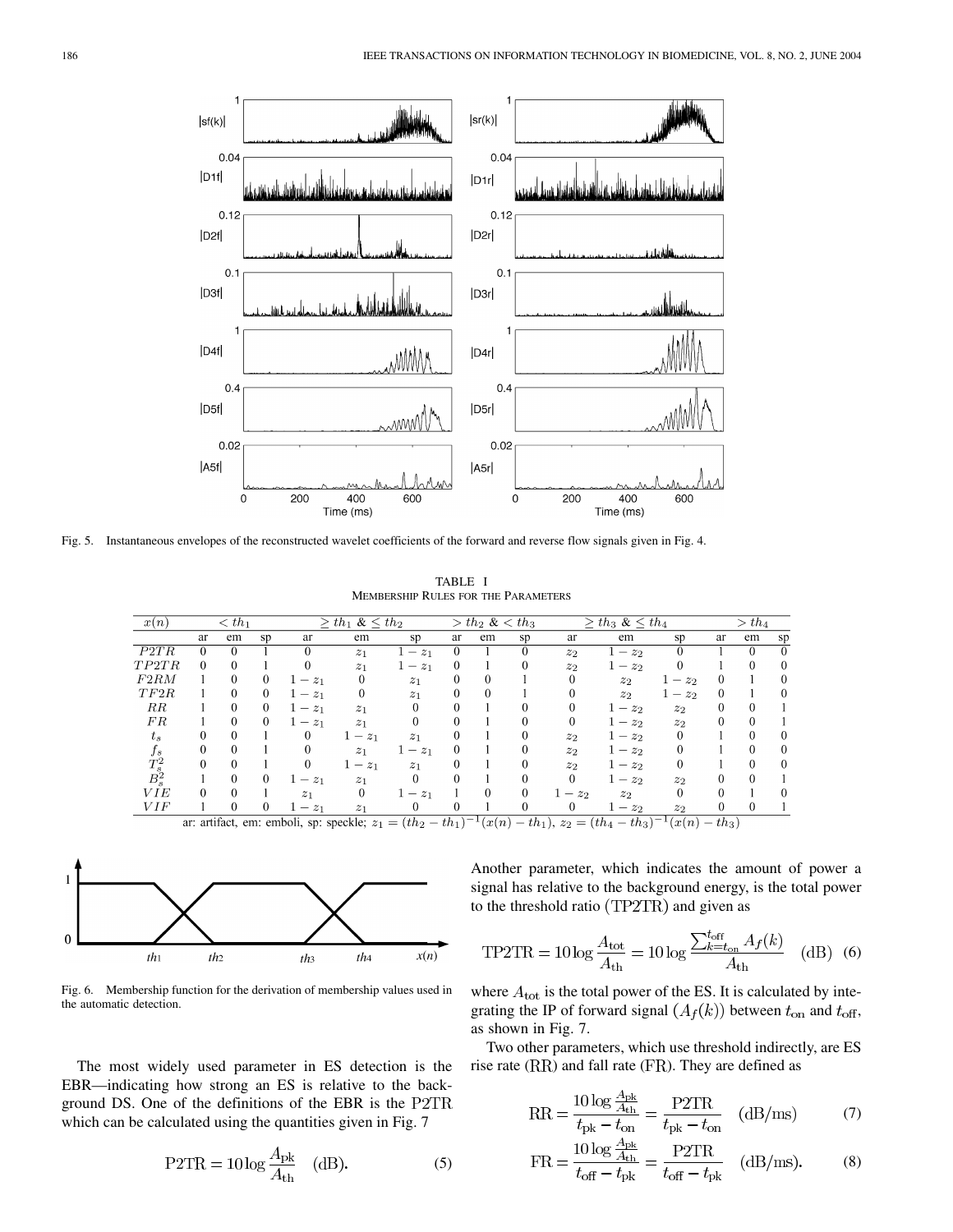Fig. 5. Instantaneous envelopes of the reconstructed wavelet coefficients of the forward and reverse flow signals given in Fig. 4.

TABLE I
MEMBERSHIP RULES FOR THE PARAMETERS

| $x(n)$ | $< th_1$ | | | $\geq th_1$ & $\leq th_2$ | | | $> th_2$ & $< th_3$ | | | $\geq th_3$ & $\leq th_4$ | | | $> th_4$ | | |
|---|---|---|---|---|---|---|---|---|---|---|---|---|---|---|---|
| | ar | em | sp | ar | em | sp | ar | em | sp | ar | em | sp | ar | em | sp |
| $P2TR$ | 0 | 0 | 1 | 0 | $z_1$ | $1-z_1$ | 0 | 1 | 0 | $z_2$ | $1-z_2$ | 0 | 1 | 0 | 0 |
| $TP2TR$ | 0 | 0 | 1 | 0 | $z_1$ | $1-z_1$ | 0 | 1 | 0 | $z_2$ | $1-z_2$ | 0 | 1 | 0 | 0 |
| $F2RM$ | 1 | 0 | 0 | $1-z_1$ | 0 | $z_1$ | 0 | 0 | 1 | 0 | $z_2$ | $1-z_2$ | 0 | 1 | 0 |
| $TF2R$ | 1 | 0 | 0 | $1-z_1$ | 0 | $z_1$ | 0 | 0 | 1 | 0 | $z_2$ | $1-z_2$ | 0 | 1 | 0 |
| $RR$ | 1 | 0 | 0 | $1-z_1$ | $z_1$ | 0 | 0 | 1 | 0 | 0 | $1-z_2$ | $z_2$ | 0 | 0 | 1 |
| $FR$ | 1 | 0 | 0 | $1-z_1$ | $z_1$ | 0 | 0 | 1 | 0 | 0 | $1-z_2$ | $z_2$ | 0 | 0 | 1 |
| $t_s$ | 0 | 0 | 1 | 0 | $1-z_1$ | $z_1$ | 0 | 1 | 0 | $z_2$ | $1-z_2$ | 0 | 1 | 0 | 0 |
| $f_s$ | 0 | 0 | 1 | 0 | $z_1$ | $1-z_1$ | 0 | 1 | 0 | $z_2$ | $1-z_2$ | 0 | 1 | 0 | 0 |
| $T_s^2$ | 0 | 0 | 1 | 0 | $1-z_1$ | $z_1$ | 0 | 1 | 0 | $z_2$ | $1-z_2$ | 0 | 1 | 0 | 0 |
| $B_s^2$ | 1 | 0 | 0 | $1-z_1$ | $z_1$ | 0 | 0 | 1 | 0 | 0 | $1-z_2$ | $z_2$ | 0 | 0 | 1 |
| $VIE$ | 0 | 0 | 1 | $z_1$ | 0 | $1-z_1$ | 1 | 0 | 0 | $1-z_2$ | $z_2$ | 0 | 0 | 1 | 0 |
| $VIF$ | 1 | 0 | 0 | $1-z_1$ | $z_1$ | 0 | 0 | 1 | 0 | 0 | $1-z_2$ | $z_2$ | 0 | 0 | 1 |

ar: artifact, em: emboli, sp: speckle; $z_1 = (th_2 - th_1)^{-1}(x(n) - th_1)$, $z_2 = (th_4 - th_3)^{-1}(x(n) - th_3)$

Fig. 6. Membership function for the derivation of membership values used in the automatic detection.

The most widely used parameter in ES detection is the EBR—indicating how strong an ES is relative to the background DS. One of the definitions of the EBR is the P2TR which can be calculated using the quantities given in Fig. 7

$$\mathrm{P2TR} = 10 \log \frac{A_{\mathrm{pk}}}{A_{\mathrm{th}}} \quad (\mathrm{dB}). \tag{5}$$

Another parameter, which indicates the amount of power a signal has relative to the background energy, is the total power to the threshold ratio (TP2TR) and given as

$$\mathrm{TP2TR} = 10 \log \frac{A_{\mathrm{tot}}}{A_{\mathrm{th}}} = 10 \log \frac{\sum_{k=t_{\mathrm{on}}}^{t_{\mathrm{off}}} A_f(k)}{A_{\mathrm{th}}} \quad (\mathrm{dB}) \tag{6}$$

where $A_{\mathrm{tot}}$ is the total power of the ES. It is calculated by integrating the IP of forward signal $(A_f(k))$ between $t_{\mathrm{on}}$ and $t_{\mathrm{off}}$, as shown in Fig. 7.

Two other parameters, which use threshold indirectly, are ES rise rate (RR) and fall rate (FR). They are defined as

$$\mathrm{RR} = \frac{10 \log \frac{A_{\mathrm{pk}}}{A_{\mathrm{th}}}}{t_{\mathrm{pk}} - t_{\mathrm{on}}} = \frac{\mathrm{P2TR}}{t_{\mathrm{pk}} - t_{\mathrm{on}}} \quad (\mathrm{dB/ms}) \tag{7}$$

$$\mathrm{FR} = \frac{10 \log \frac{A_{\mathrm{pk}}}{A_{\mathrm{th}}}}{t_{\mathrm{off}} - t_{\mathrm{pk}}} = \frac{\mathrm{P2TR}}{t_{\mathrm{off}} - t_{\mathrm{pk}}} \quad (\mathrm{dB/ms}). \tag{8}$$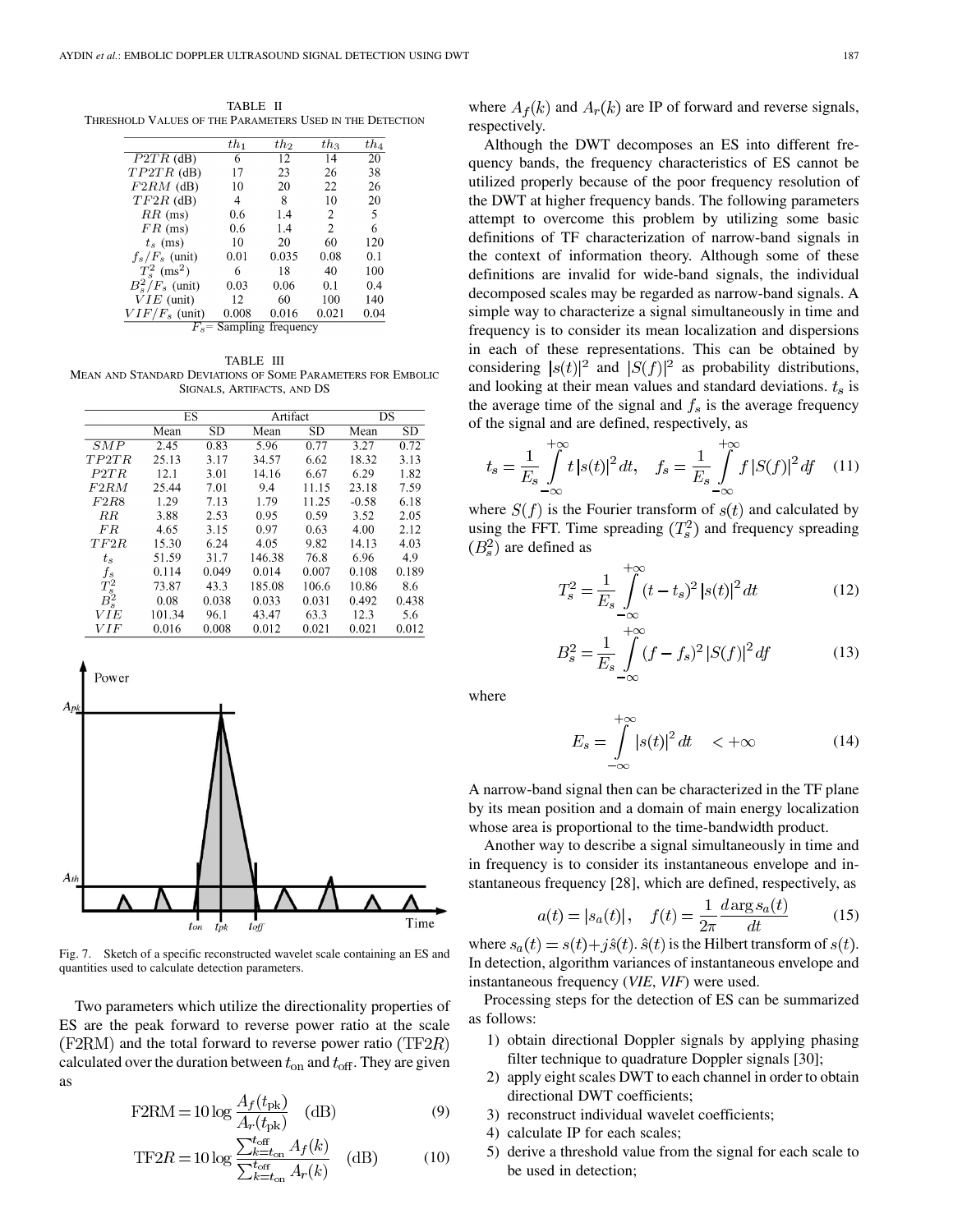TABLE II
THRESHOLD VALUES OF THE PARAMETERS USED IN THE DETECTION

| | $th_1$ | $th_2$ | $th_3$ | $th_4$ |
|---|---|---|---|---|
| $P2TR$ (dB) | 6 | 12 | 14 | 20 |
| $TP2TR$ (dB) | 17 | 23 | 26 | 38 |
| $F2RM$ (dB) | 10 | 20 | 22 | 26 |
| $TF2R$ (dB) | 4 | 8 | 10 | 20 |
| $RR$ (ms) | 0.6 | 1.4 | 2 | 5 |
| $FR$ (ms) | 0.6 | 1.4 | 2 | 6 |
| $t_s$ (ms) | 10 | 20 | 60 | 120 |
| $f_s/F_s$ (unit) | 0.01 | 0.035 | 0.08 | 0.1 |
| $T_s^2$ (ms$^2$) | 6 | 18 | 40 | 100 |
| $B_s^2/F_s$ (unit) | 0.03 | 0.06 | 0.1 | 0.4 |
| $VIE$ (unit) | 12 | 60 | 100 | 140 |
| $VIF/F_s$ (unit) | 0.008 | 0.016 | 0.021 | 0.04 |

$F_s$= Sampling frequency

TABLE III
MEAN AND STANDARD DEVIATIONS OF SOME PARAMETERS FOR EMBOLIC SIGNALS, ARTIFACTS, AND DS

| | ES | | Artifact | | DS | |
|---|---|---|---|---|---|---|
| | Mean | SD | Mean | SD | Mean | SD |
| $SMP$ | 2.45 | 0.83 | 5.96 | 0.77 | 3.27 | 0.72 |
| $TP2TR$ | 25.13 | 3.17 | 34.57 | 6.62 | 18.32 | 3.13 |
| $P2TR$ | 12.1 | 3.01 | 14.16 | 6.67 | 6.29 | 1.82 |
| $F2RM$ | 25.44 | 7.01 | 9.4 | 11.15 | 23.18 | 7.59 |
| $F2R8$ | 1.29 | 7.13 | 1.79 | 11.25 | -0.58 | 6.18 |
| $RR$ | 3.88 | 2.53 | 0.95 | 0.59 | 3.52 | 2.05 |
| $FR$ | 4.65 | 3.15 | 0.97 | 0.63 | 4.00 | 2.12 |
| $TF2R$ | 15.30 | 6.24 | 4.05 | 9.82 | 14.13 | 4.03 |
| $t_s$ | 51.59 | 31.7 | 146.38 | 76.8 | 6.96 | 4.9 |
| $f_s$ | 0.114 | 0.049 | 0.014 | 0.007 | 0.108 | 0.189 |
| $T_s^2$ | 73.87 | 43.3 | 185.08 | 106.6 | 10.86 | 8.6 |
| $B_s^2$ | 0.08 | 0.038 | 0.033 | 0.031 | 0.492 | 0.438 |
| $VIE$ | 101.34 | 96.1 | 43.47 | 63.3 | 12.3 | 5.6 |
| $VIF$ | 0.016 | 0.008 | 0.012 | 0.021 | 0.021 | 0.012 |

Fig. 7. Sketch of a specific reconstructed wavelet scale containing an ES and quantities used to calculate detection parameters.

Two parameters which utilize the directionality properties of ES are the peak forward to reverse power ratio at the scale $(\mathrm{F2RM})$ and the total forward to reverse power ratio $(\mathrm{TF2}R)$ calculated over the duration between $t_{\mathrm{on}}$ and $t_{\mathrm{off}}$. They are given as

$$\mathrm{F2RM} = 10\log\frac{A_f(t_{\mathrm{pk}})}{A_r(t_{\mathrm{pk}})} \quad \text{(dB)} \tag{9}$$

$$\mathrm{TF2}R = 10\log\frac{\sum_{k=t_{\mathrm{on}}}^{t_{\mathrm{off}}} A_f(k)}{\sum_{k=t_{\mathrm{on}}}^{t_{\mathrm{off}}} A_r(k)} \quad \text{(dB)} \tag{10}$$

where $A_f(k)$ and $A_r(k)$ are IP of forward and reverse signals, respectively.

Although the DWT decomposes an ES into different frequency bands, the frequency characteristics of ES cannot be utilized properly because of the poor frequency resolution of the DWT at higher frequency bands. The following parameters attempt to overcome this problem by utilizing some basic definitions of TF characterization of narrow-band signals in the context of information theory. Although some of these definitions are invalid for wide-band signals, the individual decomposed scales may be regarded as narrow-band signals. A simple way to characterize a signal simultaneously in time and frequency is to consider its mean localization and dispersions in each of these representations. This can be obtained by considering $|s(t)|^2$ and $|S(f)|^2$ as probability distributions, and looking at their mean values and standard deviations. $t_s$ is the average time of the signal and $f_s$ is the average frequency of the signal and are defined, respectively, as

$$t_s = \frac{1}{E_s}\int_{-\infty}^{+\infty} t\,|s(t)|^2\,dt, \quad f_s = \frac{1}{E_s}\int_{-\infty}^{+\infty} f\,|S(f)|^2\,df \tag{11}$$

where $S(f)$ is the Fourier transform of $s(t)$ and calculated by using the FFT. Time spreading $(T_s^2)$ and frequency spreading $(B_s^2)$ are defined as

$$T_s^2 = \frac{1}{E_s}\int_{-\infty}^{+\infty} (t-t_s)^2\,|s(t)|^2\,dt \tag{12}$$

$$B_s^2 = \frac{1}{E_s}\int_{-\infty}^{+\infty} (f-f_s)^2\,|S(f)|^2\,df \tag{13}$$

where

$$E_s = \int_{-\infty}^{+\infty} |s(t)|^2\,dt \quad < +\infty \tag{14}$$

A narrow-band signal then can be characterized in the TF plane by its mean position and a domain of main energy localization whose area is proportional to the time-bandwidth product.

Another way to describe a signal simultaneously in time and in frequency is to consider its instantaneous envelope and instantaneous frequency [28], which are defined, respectively, as

$$a(t) = |s_a(t)|, \quad f(t) = \frac{1}{2\pi}\frac{d\arg s_a(t)}{dt} \tag{15}$$

where $s_a(t) = s(t) + j\hat{s}(t)$. $\hat{s}(t)$ is the Hilbert transform of $s(t)$. In detection, algorithm variances of instantaneous envelope and instantaneous frequency (*VIE*, *VIF*) were used.

Processing steps for the detection of ES can be summarized as follows:

1) obtain directional Doppler signals by applying phasing filter technique to quadrature Doppler signals [30];
2) apply eight scales DWT to each channel in order to obtain directional DWT coefficients;
3) reconstruct individual wavelet coefficients;
4) calculate IP for each scales;
5) derive a threshold value from the signal for each scale to be used in detection;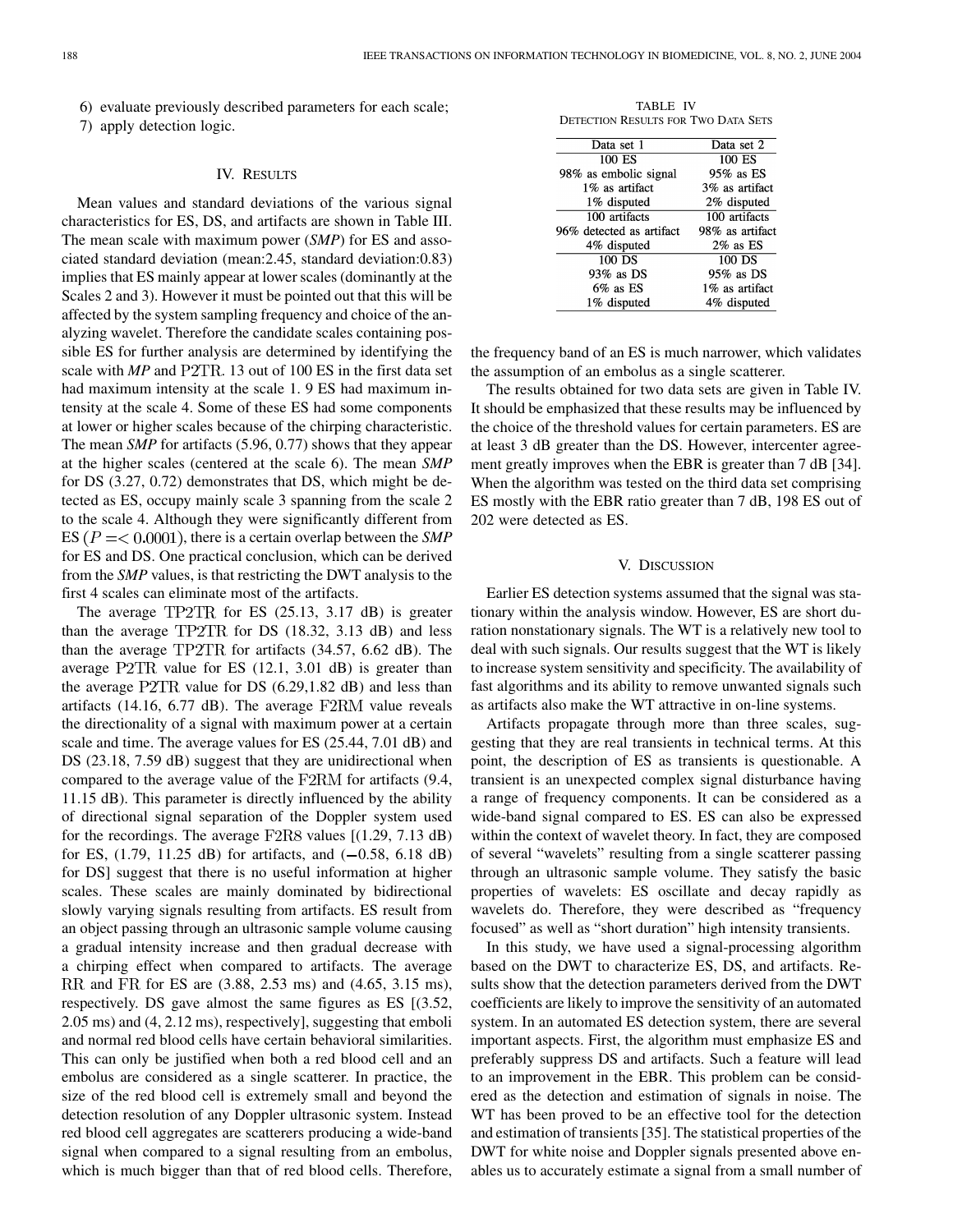6) evaluate previously described parameters for each scale;
7) apply detection logic.

## IV. Results

Mean values and standard deviations of the various signal characteristics for ES, DS, and artifacts are shown in Table III. The mean scale with maximum power (*SMP*) for ES and associated standard deviation (mean:2.45, standard deviation:0.83) implies that ES mainly appear at lower scales (dominantly at the Scales 2 and 3). However it must be pointed out that this will be affected by the system sampling frequency and choice of the analyzing wavelet. Therefore the candidate scales containing possible ES for further analysis are determined by identifying the scale with *MP* and $\mathrm{P2TR}$. 13 out of 100 ES in the first data set had maximum intensity at the scale 1. 9 ES had maximum intensity at the scale 4. Some of these ES had some components at lower or higher scales because of the chirping characteristic. The mean *SMP* for artifacts (5.96, 0.77) shows that they appear at the higher scales (centered at the scale 6). The mean *SMP* for DS (3.27, 0.72) demonstrates that DS, which might be detected as ES, occupy mainly scale 3 spanning from the scale 2 to the scale 4. Although they were significantly different from ES ($P =< 0.0001$), there is a certain overlap between the *SMP* for ES and DS. One practical conclusion, which can be derived from the *SMP* values, is that restricting the DWT analysis to the first 4 scales can eliminate most of the artifacts.

The average $\mathrm{TP2TR}$ for ES (25.13, 3.17 dB) is greater than the average $\mathrm{TP2TR}$ for DS (18.32, 3.13 dB) and less than the average $\mathrm{TP2TR}$ for artifacts (34.57, 6.62 dB). The average $\mathrm{P2TR}$ value for ES (12.1, 3.01 dB) is greater than the average $\mathrm{P2TR}$ value for DS (6.29,1.82 dB) and less than artifacts (14.16, 6.77 dB). The average $\mathrm{F2RM}$ value reveals the directionality of a signal with maximum power at a certain scale and time. The average values for ES (25.44, 7.01 dB) and DS (23.18, 7.59 dB) suggest that they are unidirectional when compared to the average value of the $\mathrm{F2RM}$ for artifacts (9.4, 11.15 dB). This parameter is directly influenced by the ability of directional signal separation of the Doppler system used for the recordings. The average $\mathrm{F2R8}$ values [(1.29, 7.13 dB) for ES, (1.79, 11.25 dB) for artifacts, and (−0.58, 6.18 dB) for DS] suggest that there is no useful information at higher scales. These scales are mainly dominated by bidirectional slowly varying signals resulting from artifacts. ES result from an object passing through an ultrasonic sample volume causing a gradual intensity increase and then gradual decrease with a chirping effect when compared to artifacts. The average $\mathrm{RR}$ and $\mathrm{FR}$ for ES are (3.88, 2.53 ms) and (4.65, 3.15 ms), respectively. DS gave almost the same figures as ES [(3.52, 2.05 ms) and (4, 2.12 ms), respectively], suggesting that emboli and normal red blood cells have certain behavioral similarities. This can only be justified when both a red blood cell and an embolus are considered as a single scatterer. In practice, the size of the red blood cell is extremely small and beyond the detection resolution of any Doppler ultrasonic system. Instead red blood cell aggregates are scatterers producing a wide-band signal when compared to a signal resulting from an embolus, which is much bigger than that of red blood cells. Therefore, the frequency band of an ES is much narrower, which validates the assumption of an embolus as a single scatterer.

TABLE IV
Detection Results for Two Data Sets

| Data set 1 | Data set 2 |
|---|---|
| 100 ES | 100 ES |
| 98% as embolic signal | 95% as ES |
| 1% as artifact | 3% as artifact |
| 1% disputed | 2% disputed |
| 100 artifacts | 100 artifacts |
| 96% detected as artifact | 98% as artifact |
| 4% disputed | 2% as ES |
| 100 DS | 100 DS |
| 93% as DS | 95% as DS |
| 6% as ES | 1% as artifact |
| 1% disputed | 4% disputed |

The results obtained for two data sets are given in Table IV. It should be emphasized that these results may be influenced by the choice of the threshold values for certain parameters. ES are at least 3 dB greater than the DS. However, intercenter agreement greatly improves when the EBR is greater than 7 dB [34]. When the algorithm was tested on the third data set comprising ES mostly with the EBR ratio greater than 7 dB, 198 ES out of 202 were detected as ES.

## V. Discussion

Earlier ES detection systems assumed that the signal was stationary within the analysis window. However, ES are short duration nonstationary signals. The WT is a relatively new tool to deal with such signals. Our results suggest that the WT is likely to increase system sensitivity and specificity. The availability of fast algorithms and its ability to remove unwanted signals such as artifacts also make the WT attractive in on-line systems.

Artifacts propagate through more than three scales, suggesting that they are real transients in technical terms. At this point, the description of ES as transients is questionable. A transient is an unexpected complex signal disturbance having a range of frequency components. It can be considered as a wide-band signal compared to ES. ES can also be expressed within the context of wavelet theory. In fact, they are composed of several "wavelets" resulting from a single scatterer passing through an ultrasonic sample volume. They satisfy the basic properties of wavelets: ES oscillate and decay rapidly as wavelets do. Therefore, they were described as "frequency focused" as well as "short duration" high intensity transients.

In this study, we have used a signal-processing algorithm based on the DWT to characterize ES, DS, and artifacts. Results show that the detection parameters derived from the DWT coefficients are likely to improve the sensitivity of an automated system. In an automated ES detection system, there are several important aspects. First, the algorithm must emphasize ES and preferably suppress DS and artifacts. Such a feature will lead to an improvement in the EBR. This problem can be considered as the detection and estimation of signals in noise. The WT has been proved to be an effective tool for the detection and estimation of transients [35]. The statistical properties of the DWT for white noise and Doppler signals presented above enables us to accurately estimate a signal from a small number of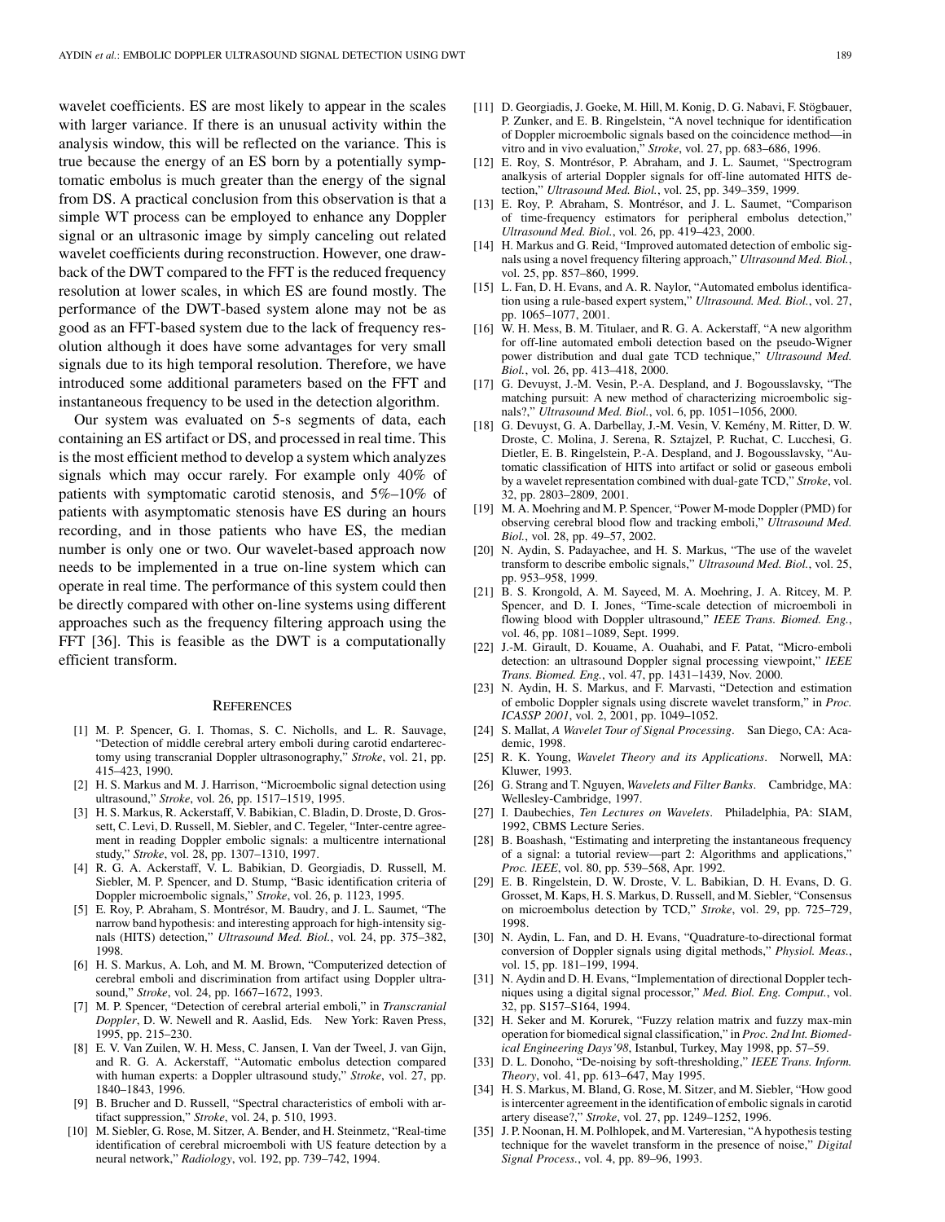wavelet coefficients. ES are most likely to appear in the scales with larger variance. If there is an unusual activity within the analysis window, this will be reflected on the variance. This is true because the energy of an ES born by a potentially symptomatic embolus is much greater than the energy of the signal from DS. A practical conclusion from this observation is that a simple WT process can be employed to enhance any Doppler signal or an ultrasonic image by simply canceling out related wavelet coefficients during reconstruction. However, one drawback of the DWT compared to the FFT is the reduced frequency resolution at lower scales, in which ES are found mostly. The performance of the DWT-based system alone may not be as good as an FFT-based system due to the lack of frequency resolution although it does have some advantages for very small signals due to its high temporal resolution. Therefore, we have introduced some additional parameters based on the FFT and instantaneous frequency to be used in the detection algorithm.

Our system was evaluated on 5-s segments of data, each containing an ES artifact or DS, and processed in real time. This is the most efficient method to develop a system which analyzes signals which may occur rarely. For example only 40% of patients with symptomatic carotid stenosis, and 5%–10% of patients with asymptomatic stenosis have ES during an hours recording, and in those patients who have ES, the median number is only one or two. Our wavelet-based approach now needs to be implemented in a true on-line system which can operate in real time. The performance of this system could then be directly compared with other on-line systems using different approaches such as the frequency filtering approach using the FFT [36]. This is feasible as the DWT is a computationally efficient transform.

## References

[1] M. P. Spencer, G. I. Thomas, S. C. Nicholls, and L. R. Sauvage, "Detection of middle cerebral artery emboli during carotid endarterectomy using transcranial Doppler ultrasonography," *Stroke*, vol. 21, pp. 415–423, 1990.

[2] H. S. Markus and M. J. Harrison, "Microembolic signal detection using ultrasound," *Stroke*, vol. 26, pp. 1517–1519, 1995.

[3] H. S. Markus, R. Ackerstaff, V. Babikian, C. Bladin, D. Droste, D. Grossett, C. Levi, D. Russell, M. Siebler, and C. Tegeler, "Inter-centre agreement in reading Doppler embolic signals: a multicentre international study," *Stroke*, vol. 28, pp. 1307–1310, 1997.

[4] R. G. A. Ackerstaff, V. L. Babikian, D. Georgiadis, D. Russell, M. Siebler, M. P. Spencer, and D. Stump, "Basic identification criteria of Doppler microembolic signals," *Stroke*, vol. 26, p. 1123, 1995.

[5] E. Roy, P. Abraham, S. Montrésor, M. Baudry, and J. L. Saumet, "The narrow band hypothesis: and interesting approach for high-intensity signals (HITS) detection," *Ultrasound Med. Biol.*, vol. 24, pp. 375–382, 1998.

[6] H. S. Markus, A. Loh, and M. M. Brown, "Computerized detection of cerebral emboli and discrimination from artifact using Doppler ultrasound," *Stroke*, vol. 24, pp. 1667–1672, 1993.

[7] M. P. Spencer, "Detection of cerebral arterial emboli," in *Transcranial Doppler*, D. W. Newell and R. Aaslid, Eds. New York: Raven Press, 1995, pp. 215–230.

[8] E. V. Van Zuilen, W. H. Mess, C. Jansen, I. Van der Tweel, J. van Gijn, and R. G. A. Ackerstaff, "Automatic embolus detection compared with human experts: a Doppler ultrasound study," *Stroke*, vol. 27, pp. 1840–1843, 1996.

[9] B. Brucher and D. Russell, "Spectral characteristics of emboli with artifact suppression," *Stroke*, vol. 24, p. 510, 1993.

[10] M. Siebler, G. Rose, M. Sitzer, A. Bender, and H. Steinmetz, "Real-time identification of cerebral microemboli with US feature detection by a neural network," *Radiology*, vol. 192, pp. 739–742, 1994.

[11] D. Georgiadis, J. Goeke, M. Hill, M. Konig, D. G. Nabavi, F. Stögbauer, P. Zunker, and E. B. Ringelstein, "A novel technique for identification of Doppler microembolic signals based on the coincidence method—in vitro and in vivo evaluation," *Stroke*, vol. 27, pp. 683–686, 1996.

[12] E. Roy, S. Montrésor, P. Abraham, and J. L. Saumet, "Spectrogram analkysis of arterial Doppler signals for off-line automated HITS detection," *Ultrasound Med. Biol.*, vol. 25, pp. 349–359, 1999.

[13] E. Roy, P. Abraham, S. Montrésor, and J. L. Saumet, "Comparison of time-frequency estimators for peripheral embolus detection," *Ultrasound Med. Biol.*, vol. 26, pp. 419–423, 2000.

[14] H. Markus and G. Reid, "Improved automated detection of embolic signals using a novel frequency filtering approach," *Ultrasound Med. Biol.*, vol. 25, pp. 857–860, 1999.

[15] L. Fan, D. H. Evans, and A. R. Naylor, "Automated embolus identification using a rule-based expert system," *Ultrasound. Med. Biol.*, vol. 27, pp. 1065–1077, 2001.

[16] W. H. Mess, B. M. Titulaer, and R. G. A. Ackerstaff, "A new algorithm for off-line automated emboli detection based on the pseudo-Wigner power distribution and dual gate TCD technique," *Ultrasound Med. Biol.*, vol. 26, pp. 413–418, 2000.

[17] G. Devuyst, J.-M. Vesin, P.-A. Despland, and J. Bogousslavsky, "The matching pursuit: A new method of characterizing microembolic signals?," *Ultrasound Med. Biol.*, vol. 6, pp. 1051–1056, 2000.

[18] G. Devuyst, G. A. Darbellay, J.-M. Vesin, V. Kemény, M. Ritter, D. W. Droste, C. Molina, J. Serena, R. Sztajzel, P. Ruchat, C. Lucchesi, G. Dietler, E. B. Ringelstein, P.-A. Despland, and J. Bogousslavsky, "Automatic classification of HITS into artifact or solid or gaseous emboli by a wavelet representation combined with dual-gate TCD," *Stroke*, vol. 32, pp. 2803–2809, 2001.

[19] M. A. Moehring and M. P. Spencer, "Power M-mode Doppler (PMD) for observing cerebral blood flow and tracking emboli," *Ultrasound Med. Biol.*, vol. 28, pp. 49–57, 2002.

[20] N. Aydin, S. Padayachee, and H. S. Markus, "The use of the wavelet transform to describe embolic signals," *Ultrasound Med. Biol.*, vol. 25, pp. 953–958, 1999.

[21] B. S. Krongold, A. M. Sayeed, M. A. Moehring, J. A. Ritcey, M. P. Spencer, and D. I. Jones, "Time-scale detection of microemboli in flowing blood with Doppler ultrasound," *IEEE Trans. Biomed. Eng.*, vol. 46, pp. 1081–1089, Sept. 1999.

[22] J.-M. Girault, D. Kouame, A. Ouahabi, and F. Patat, "Micro-emboli detection: an ultrasound Doppler signal processing viewpoint," *IEEE Trans. Biomed. Eng.*, vol. 47, pp. 1431–1439, Nov. 2000.

[23] N. Aydin, H. S. Markus, and F. Marvasti, "Detection and estimation of embolic Doppler signals using discrete wavelet transform," in *Proc. ICASSP 2001*, vol. 2, 2001, pp. 1049–1052.

[24] S. Mallat, *A Wavelet Tour of Signal Processing*. San Diego, CA: Academic, 1998.

[25] R. K. Young, *Wavelet Theory and its Applications*. Norwell, MA: Kluwer, 1993.

[26] G. Strang and T. Nguyen, *Wavelets and Filter Banks*. Cambridge, MA: Wellesley-Cambridge, 1997.

[27] I. Daubechies, *Ten Lectures on Wavelets*. Philadelphia, PA: SIAM, 1992, CBMS Lecture Series.

[28] B. Boashash, "Estimating and interpreting the instantaneous frequency of a signal: a tutorial review—part 2: Algorithms and applications," *Proc. IEEE*, vol. 80, pp. 539–568, Apr. 1992.

[29] E. B. Ringelstein, D. W. Droste, V. L. Babikian, D. H. Evans, D. G. Grosset, M. Kaps, H. S. Markus, D. Russell, and M. Siebler, "Consensus on microembolus detection by TCD," *Stroke*, vol. 29, pp. 725–729, 1998.

[30] N. Aydin, L. Fan, and D. H. Evans, "Quadrature-to-directional format conversion of Doppler signals using digital methods," *Physiol. Meas.*, vol. 15, pp. 181–199, 1994.

[31] N. Aydin and D. H. Evans, "Implementation of directional Doppler techniques using a digital signal processor," *Med. Biol. Eng. Comput.*, vol. 32, pp. S157–S164, 1994.

[32] H. Seker and M. Korurek, "Fuzzy relation matrix and fuzzy max-min operation for biomedical signal classification," in *Proc. 2nd Int. Biomedical Engineering Days'98*, Istanbul, Turkey, May 1998, pp. 57–59.

[33] D. L. Donoho, "De-noising by soft-thresholding," *IEEE Trans. Inform. Theory*, vol. 41, pp. 613–647, May 1995.

[34] H. S. Markus, M. Bland, G. Rose, M. Sitzer, and M. Siebler, "How good is intercenter agreement in the identification of embolic signals in carotid artery disease?," *Stroke*, vol. 27, pp. 1249–1252, 1996.

[35] J. P. Noonan, H. M. Polhlopek, and M. Varteresian, "A hypothesis testing technique for the wavelet transform in the presence of noise," *Digital Signal Process.*, vol. 4, pp. 89–96, 1993.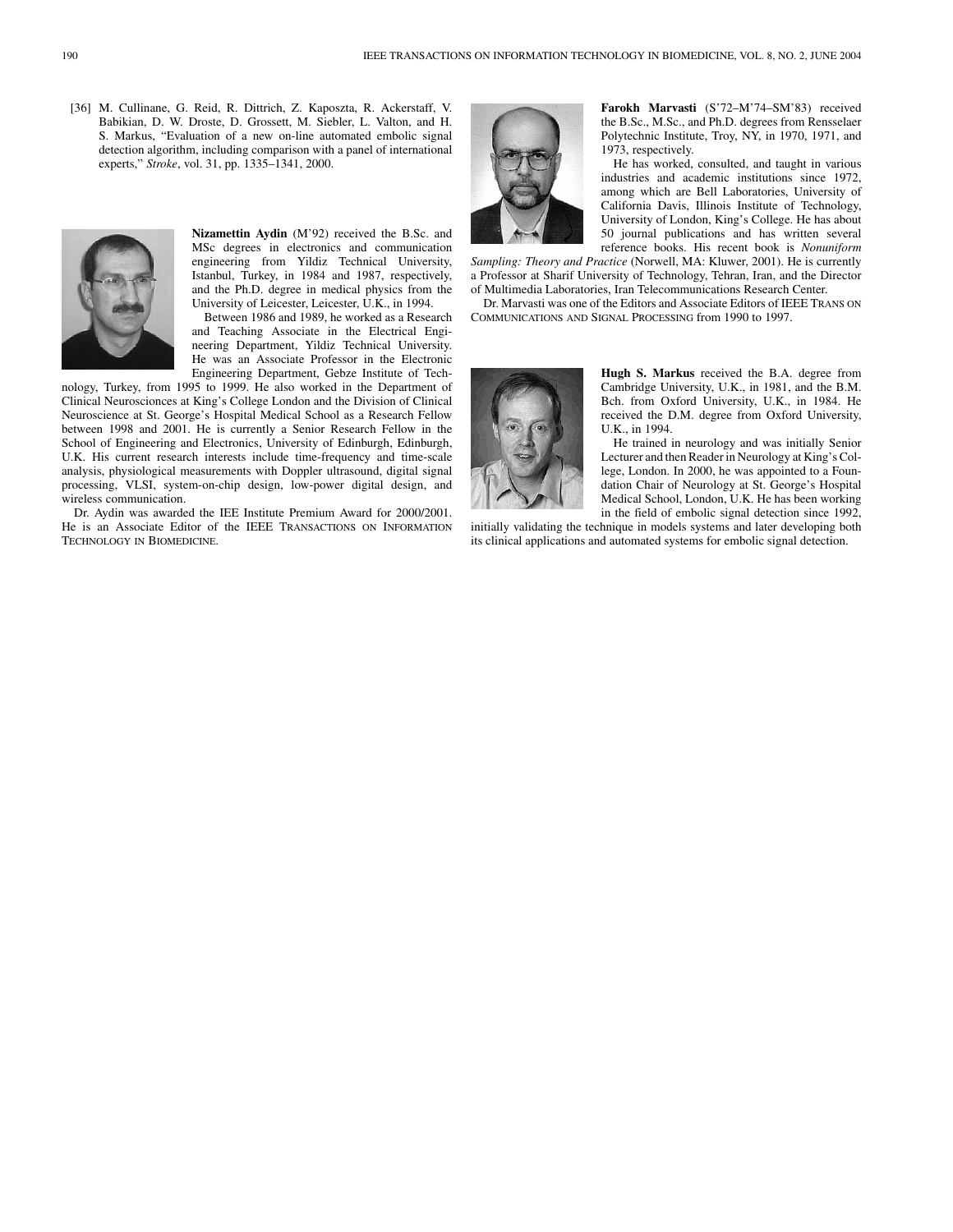[36] M. Cullinane, G. Reid, R. Dittrich, Z. Kaposzta, R. Ackerstaff, V. Babikian, D. W. Droste, D. Grossett, M. Siebler, L. Valton, and H. S. Markus, "Evaluation of a new on-line automated embolic signal detection algorithm, including comparison with a panel of international experts," *Stroke*, vol. 31, pp. 1335–1341, 2000.

**Nizamettin Aydin** (M'92) received the B.Sc. and MSc degrees in electronics and communication engineering from Yildiz Technical University, Istanbul, Turkey, in 1984 and 1987, respectively, and the Ph.D. degree in medical physics from the University of Leicester, Leicester, U.K., in 1994.

Between 1986 and 1989, he worked as a Research and Teaching Associate in the Electrical Engineering Department, Yildiz Technical University. He was an Associate Professor in the Electronic Engineering Department, Gebze Institute of Technology, Turkey, from 1995 to 1999. He also worked in the Department of Clinical Neurosciences at King's College London and the Division of Clinical Neuroscience at St. George's Hospital Medical School as a Research Fellow between 1998 and 2001. He is currently a Senior Research Fellow in the School of Engineering and Electronics, University of Edinburgh, Edinburgh, U.K. His current research interests include time-frequency and time-scale analysis, physiological measurements with Doppler ultrasound, digital signal processing, VLSI, system-on-chip design, low-power digital design, and wireless communication.

Dr. Aydin was awarded the IEE Institute Premium Award for 2000/2001. He is an Associate Editor of the IEEE TRANSACTIONS ON INFORMATION TECHNOLOGY IN BIOMEDICINE.

**Farokh Marvasti** (S'72–M'74–SM'83) received the B.Sc., M.Sc., and Ph.D. degrees from Rensselaer Polytechnic Institute, Troy, NY, in 1970, 1971, and 1973, respectively.

He has worked, consulted, and taught in various industries and academic institutions since 1972, among which are Bell Laboratories, University of California Davis, Illinois Institute of Technology, University of London, King's College. He has about 50 journal publications and has written several reference books. His recent book is *Nonuniform Sampling: Theory and Practice* (Norwell, MA: Kluwer, 2001). He is currently a Professor at Sharif University of Technology, Tehran, Iran, and the Director of Multimedia Laboratories, Iran Telecommunications Research Center.

Dr. Marvasti was one of the Editors and Associate Editors of IEEE TRANS ON COMMUNICATIONS AND SIGNAL PROCESSING from 1990 to 1997.

**Hugh S. Markus** received the B.A. degree from Cambridge University, U.K., in 1981, and the B.M. Bch. from Oxford University, U.K., in 1984. He received the D.M. degree from Oxford University, U.K., in 1994.

He trained in neurology and was initially Senior Lecturer and then Reader in Neurology at King's College, London. In 2000, he was appointed to a Foundation Chair of Neurology at St. George's Hospital Medical School, London, U.K. He has been working in the field of embolic signal detection since 1992, initially validating the technique in models systems and later developing both its clinical applications and automated systems for embolic signal detection.